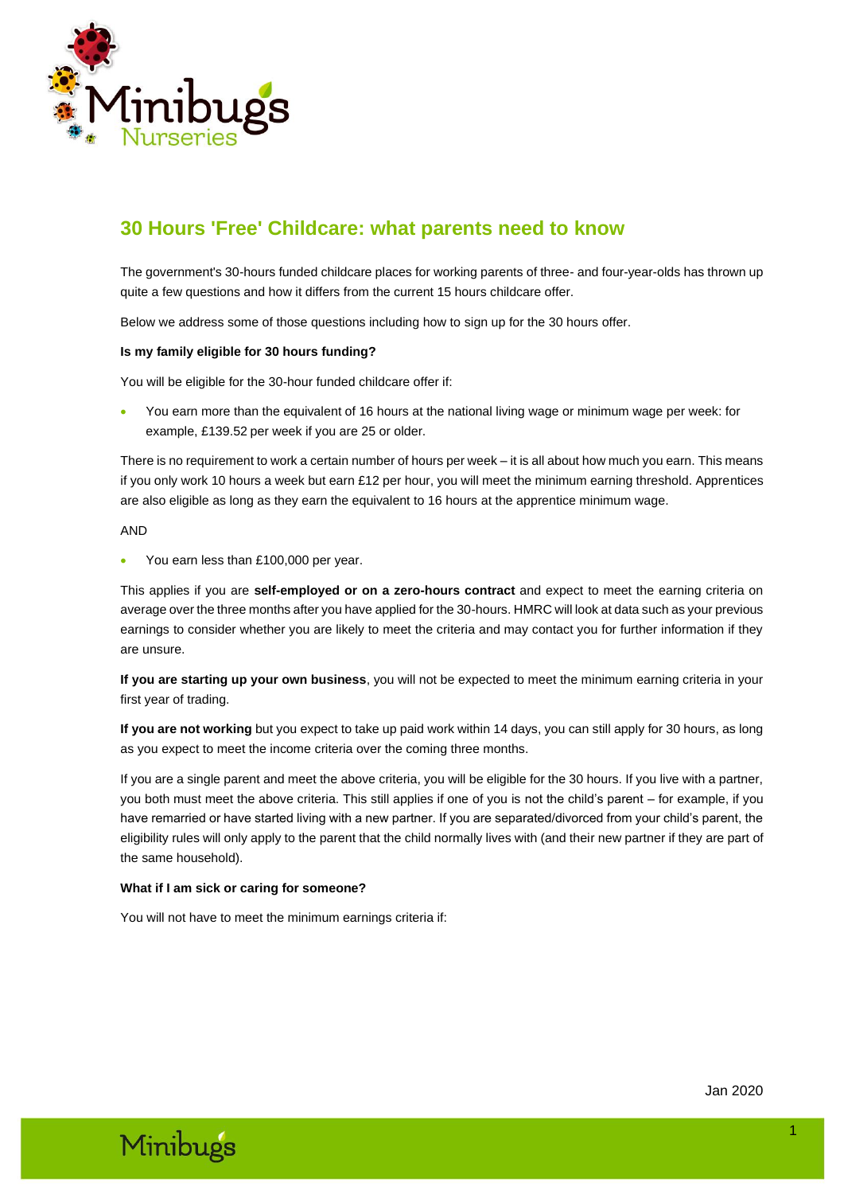# 30 Hours 'Free' Childcare: what parents need to know

The government's 30-hours funded childcare places for working parents of three- and four-year-olds has thrown up quite a few questions and how it differs from the current 15 hours childcare offer.

Below we address some of those questions including how to sign up for the 30 hours offer.

**Is my family eligible for 30 hours funding?**

You will be eligible for the 30-hour funded childcare offer if:

- You earn more than the equivalent of 16 hours at the national living wage or minimum wage per week: for example, £139.52 per week if you are 25 or older.

There is no requirement to work a certain number of hours per week – it is all about how much you earn. This means if you only work 10 hours a week but earn £12 per hour, you will meet the minimum earning threshold. Apprentices are also eligible as long as they earn the equivalent to 16 hours at the apprentice minimum wage.

AND

- You earn less than £100,000 per year.

This applies if you are **self-employed or on a zero-hours contract** and expect to meet the earning criteria on average over the three months after you have applied for the 30-hours. HMRC will look at data such as your previous earnings to consider whether you are likely to meet the criteria and may contact you for further information if they are unsure.

**If you are starting up your own business**, you will not be expected to meet the minimum earning criteria in your first year of trading.

**If you are not working** but you expect to take up paid work within 14 days, you can still apply for 30 hours, as long as you expect to meet the income criteria over the coming three months.

If you are a single parent and meet the above criteria, you will be eligible for the 30 hours. If you live with a partner, you both must meet the above criteria. This still applies if one of you is not the child's parent – for example, if you have remarried or have started living with a new partner. If you are separated/divorced from your child's parent, the eligibility rules will only apply to the parent that the child normally lives with (and their new partner if they are part of the same household).

**What if I am sick or caring for someone?**

You will not have to meet the minimum earnings criteria if:

Jan 2020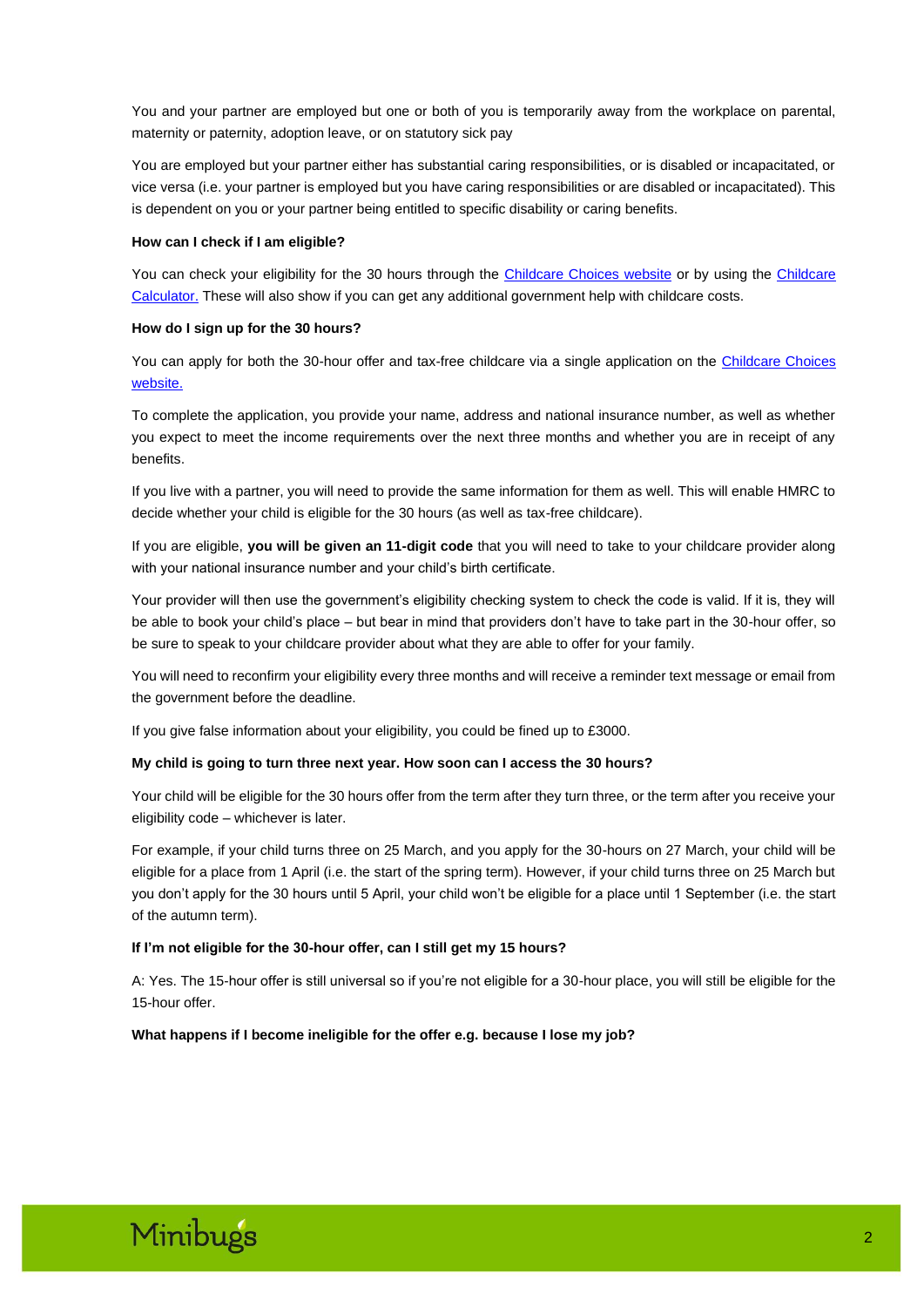You and your partner are employed but one or both of you is temporarily away from the workplace on parental, maternity or paternity, adoption leave, or on statutory sick pay

You are employed but your partner either has substantial caring responsibilities, or is disabled or incapacitated, or vice versa (i.e. your partner is employed but you have caring responsibilities or are disabled or incapacitated). This is dependent on you or your partner being entitled to specific disability or caring benefits.

**How can I check if I am eligible?**

You can check your eligibility for the 30 hours through the Childcare Choices website or by using the Childcare Calculator. These will also show if you can get any additional government help with childcare costs.

**How do I sign up for the 30 hours?**

You can apply for both the 30-hour offer and tax-free childcare via a single application on the Childcare Choices website.

To complete the application, you provide your name, address and national insurance number, as well as whether you expect to meet the income requirements over the next three months and whether you are in receipt of any benefits.

If you live with a partner, you will need to provide the same information for them as well. This will enable HMRC to decide whether your child is eligible for the 30 hours (as well as tax-free childcare).

If you are eligible, **you will be given an 11-digit code** that you will need to take to your childcare provider along with your national insurance number and your child's birth certificate.

Your provider will then use the government's eligibility checking system to check the code is valid. If it is, they will be able to book your child's place – but bear in mind that providers don't have to take part in the 30-hour offer, so be sure to speak to your childcare provider about what they are able to offer for your family.

You will need to reconfirm your eligibility every three months and will receive a reminder text message or email from the government before the deadline.

If you give false information about your eligibility, you could be fined up to £3000.

**My child is going to turn three next year. How soon can I access the 30 hours?**

Your child will be eligible for the 30 hours offer from the term after they turn three, or the term after you receive your eligibility code – whichever is later.

For example, if your child turns three on 25 March, and you apply for the 30-hours on 27 March, your child will be eligible for a place from 1 April (i.e. the start of the spring term). However, if your child turns three on 25 March but you don't apply for the 30 hours until 5 April, your child won't be eligible for a place until 1 September (i.e. the start of the autumn term).

**If I'm not eligible for the 30-hour offer, can I still get my 15 hours?**

A: Yes. The 15-hour offer is still universal so if you're not eligible for a 30-hour place, you will still be eligible for the 15-hour offer.

**What happens if I become ineligible for the offer e.g. because I lose my job?**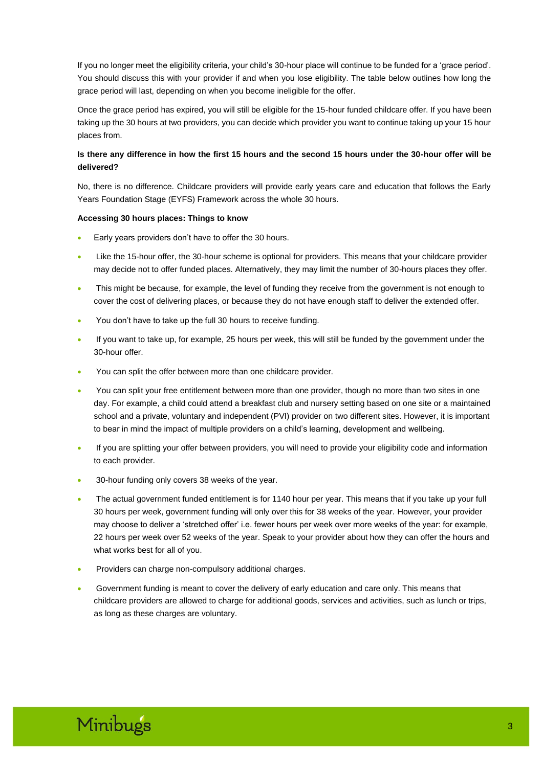If you no longer meet the eligibility criteria, your child's 30-hour place will continue to be funded for a 'grace period'. You should discuss this with your provider if and when you lose eligibility. The table below outlines how long the grace period will last, depending on when you become ineligible for the offer.

Once the grace period has expired, you will still be eligible for the 15-hour funded childcare offer. If you have been taking up the 30 hours at two providers, you can decide which provider you want to continue taking up your 15 hour places from.

**Is there any difference in how the first 15 hours and the second 15 hours under the 30-hour offer will be delivered?**

No, there is no difference. Childcare providers will provide early years care and education that follows the Early Years Foundation Stage (EYFS) Framework across the whole 30 hours.

**Accessing 30 hours places: Things to know**

- Early years providers don't have to offer the 30 hours.
- Like the 15-hour offer, the 30-hour scheme is optional for providers. This means that your childcare provider may decide not to offer funded places. Alternatively, they may limit the number of 30-hours places they offer.
- This might be because, for example, the level of funding they receive from the government is not enough to cover the cost of delivering places, or because they do not have enough staff to deliver the extended offer.
- You don't have to take up the full 30 hours to receive funding.
- If you want to take up, for example, 25 hours per week, this will still be funded by the government under the 30-hour offer.
- You can split the offer between more than one childcare provider.
- You can split your free entitlement between more than one provider, though no more than two sites in one day. For example, a child could attend a breakfast club and nursery setting based on one site or a maintained school and a private, voluntary and independent (PVI) provider on two different sites. However, it is important to bear in mind the impact of multiple providers on a child's learning, development and wellbeing.
- If you are splitting your offer between providers, you will need to provide your eligibility code and information to each provider.
- 30-hour funding only covers 38 weeks of the year.
- The actual government funded entitlement is for 1140 hour per year. This means that if you take up your full 30 hours per week, government funding will only over this for 38 weeks of the year. However, your provider may choose to deliver a 'stretched offer' i.e. fewer hours per week over more weeks of the year: for example, 22 hours per week over 52 weeks of the year. Speak to your provider about how they can offer the hours and what works best for all of you.
- Providers can charge non-compulsory additional charges.
- Government funding is meant to cover the delivery of early education and care only. This means that childcare providers are allowed to charge for additional goods, services and activities, such as lunch or trips, as long as these charges are voluntary.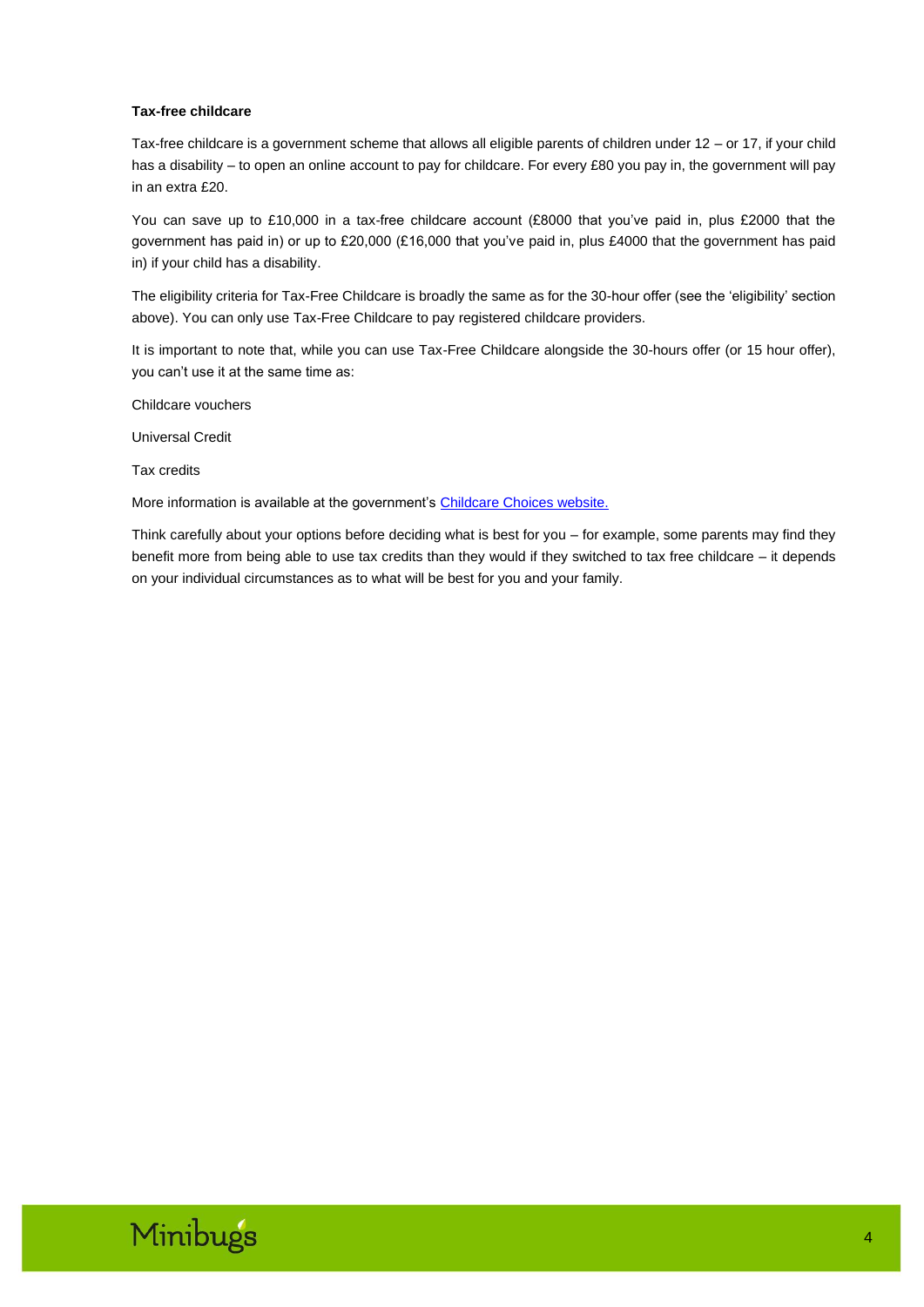**Tax-free childcare**

Tax-free childcare is a government scheme that allows all eligible parents of children under 12 – or 17, if your child has a disability – to open an online account to pay for childcare. For every £80 you pay in, the government will pay in an extra £20.

You can save up to £10,000 in a tax-free childcare account (£8000 that you've paid in, plus £2000 that the government has paid in) or up to £20,000 (£16,000 that you've paid in, plus £4000 that the government has paid in) if your child has a disability.

The eligibility criteria for Tax-Free Childcare is broadly the same as for the 30-hour offer (see the 'eligibility' section above). You can only use Tax-Free Childcare to pay registered childcare providers.

It is important to note that, while you can use Tax-Free Childcare alongside the 30-hours offer (or 15 hour offer), you can't use it at the same time as:

Childcare vouchers

Universal Credit

Tax credits

More information is available at the government's [Childcare Choices website.]

Think carefully about your options before deciding what is best for you – for example, some parents may find they benefit more from being able to use tax credits than they would if they switched to tax free childcare – it depends on your individual circumstances as to what will be best for you and your family.